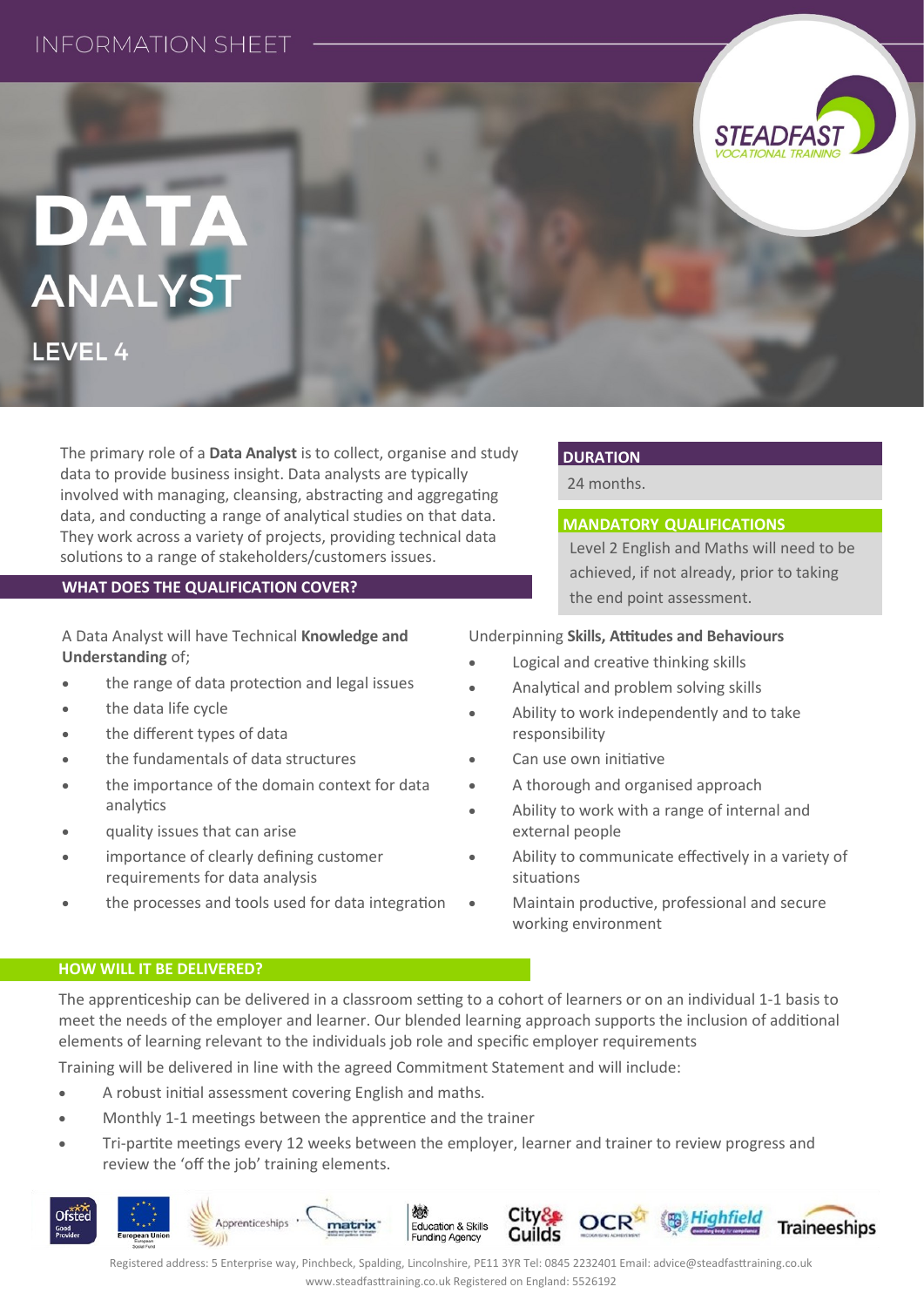INFORMATION SHEET

# DATA ANALYST

## LEVEL 4

The primary role of a **Data Analyst** is to collect, organise and study data to provide business insight. Data analysts are typically involved with managing, cleansing, abstracting and aggregating data, and conducting a range of analytical studies on that data. They work across a variety of projects, providing technical data solutions to a range of stakeholders/customers issues.

### DURATION

24 months.

### MANDATORY QUALIFICATIONS

Level 2 English and Maths will need to be achieved, if not already, prior to taking the end point assessment.

### WHAT DOES THE QUALIFICATION COVER?

A Data Analyst will have Technical **Knowledge and Understanding** of;

- the range of data protection and legal issues
- the data life cycle
- the different types of data
- the fundamentals of data structures
- the importance of the domain context for data analytics
- quality issues that can arise
- importance of clearly defining customer requirements for data analysis
- the processes and tools used for data integration

Underpinning **Skills, Attitudes and Behaviours**

- Logical and creative thinking skills
- Analytical and problem solving skills
- Ability to work independently and to take responsibility
- Can use own initiative
- A thorough and organised approach
- Ability to work with a range of internal and external people
- Ability to communicate effectively in a variety of situations
- Maintain productive, professional and secure working environment

### HOW WILL IT BE DELIVERED?

The apprenticeship can be delivered in a classroom setting to a cohort of learners or on an individual 1-1 basis to meet the needs of the employer and learner. Our blended learning approach supports the inclusion of additional elements of learning relevant to the individuals job role and specific employer requirements

Training will be delivered in line with the agreed Commitment Statement and will include:

- A robust initial assessment covering English and maths.
- Monthly 1-1 meetings between the apprentice and the trainer
- Tri-partite meetings every 12 weeks between the employer, learner and trainer to review progress and review the 'off the job' training elements.

Registered address: 5 Enterprise way, Pinchbeck, Spalding, Lincolnshire, PE11 3YR Tel: 0845 2232401 Email: advice@steadfasttraining.co.uk www.steadfasttraining.co.uk Registered on England: 5526192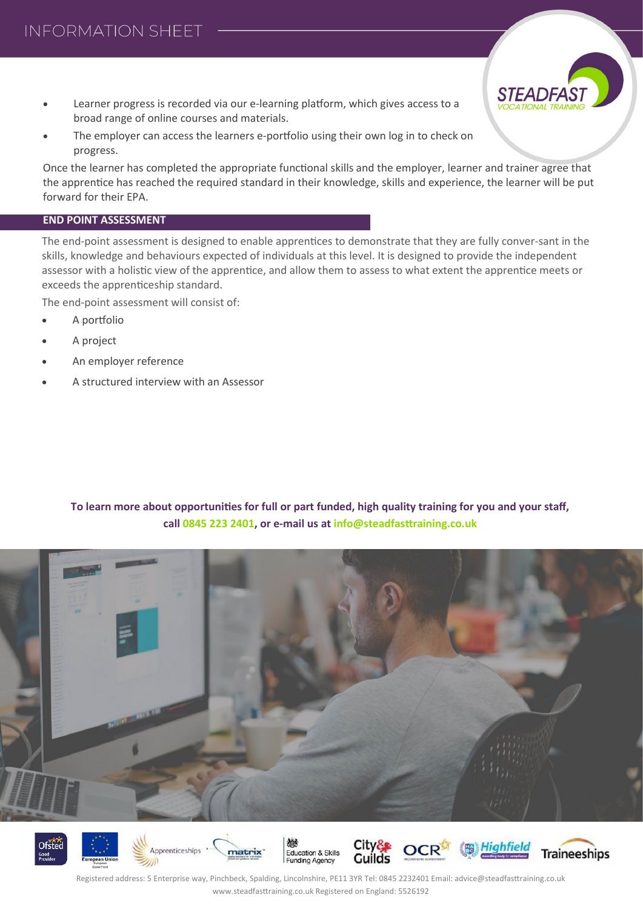- Learner progress is recorded via our e-learning platform, which gives access to a broad range of online courses and materials.
- The employer can access the learners e-portfolio using their own log in to check on progress.

Once the learner has completed the appropriate functional skills and the employer, learner and trainer agree that the apprentice has reached the required standard in their knowledge, skills and experience, the learner will be put forward for their EPA.

## END POINT ASSESSMENT

The end-point assessment is designed to enable apprentices to demonstrate that they are fully conver-sant in the skills, knowledge and behaviours expected of individuals at this level. It is designed to provide the independent assessor with a holistic view of the apprentice, and allow them to assess to what extent the apprentice meets or exceeds the apprenticeship standard.

The end-point assessment will consist of:

- A portfolio
- A project
- An employer reference
- A structured interview with an Assessor

**To learn more about opportunities for full or part funded, high quality training for you and your staff, call 0845 223 2401, or e-mail us at info@steadfasttraining.co.uk**

Registered address: 5 Enterprise way, Pinchbeck, Spalding, Lincolnshire, PE11 3YR Tel: 0845 2232401 Email: advice@steadfasttraining.co.uk www.steadfasttraining.co.uk Registered on England: 5526192